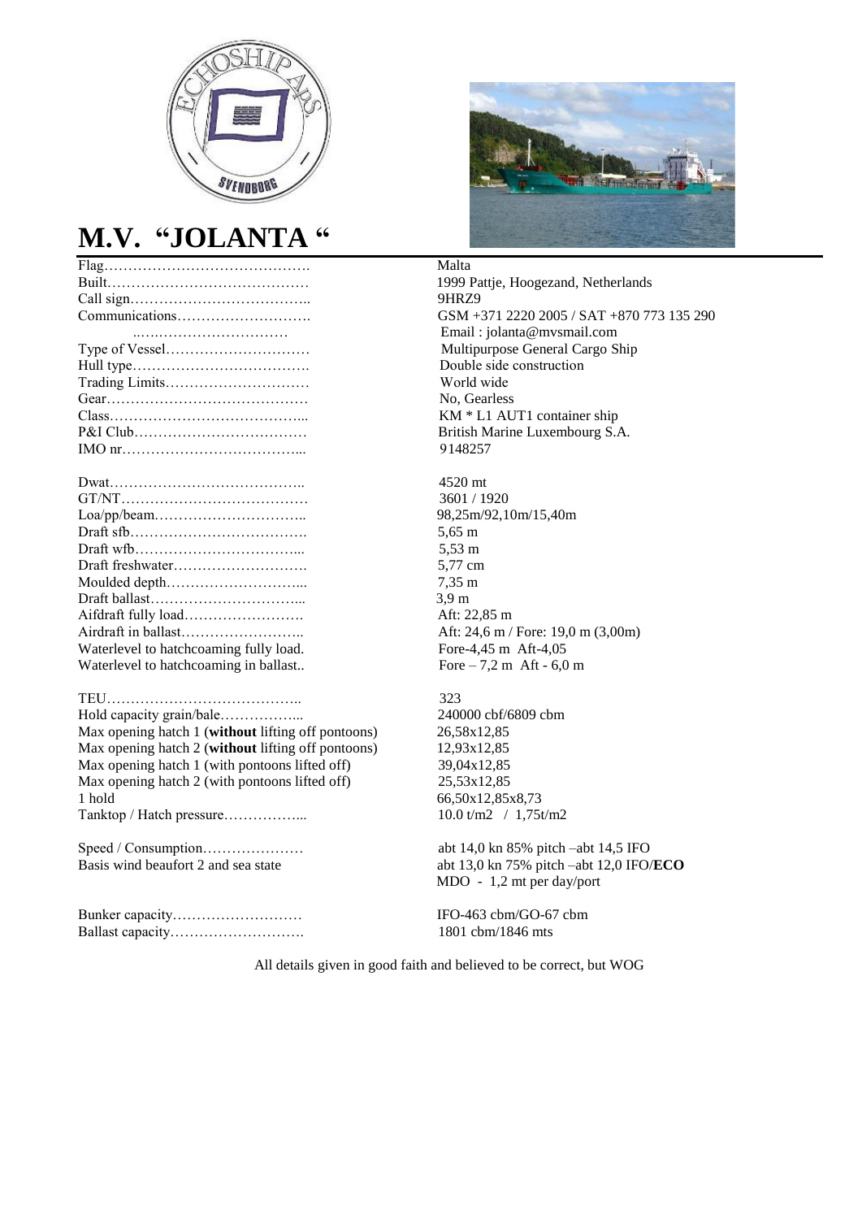# M.V. "JOLANTA "

| | |
|---|---|
| Flag……………………………………. | Malta |
| Built…………………………………… | 1999 Pattje, Hoogezand, Netherlands |
| Call sign……………………………….. | 9HRZ9 |
| Communications………………………. | GSM +371 2220 2005 / SAT +870 773 135 290 |
| ..………………………… | Email : jolanta@mvsmail.com |
| Type of Vessel………………………… | Multipurpose General Cargo Ship |
| Hull type………………………………. | Double side construction |
| Trading Limits………………………… | World wide |
| Gear…………………………………… | No, Gearless |
| Class…………………………………... | KM * L1 AUT1 container ship |
| P&I Club……………………………… | British Marine Luxembourg S.A. |
| IMO nr………………………………... | 9148257 |
| | |
| Dwat………………………………….. | 4520 mt |
| GT/NT………………………………… | 3601 / 1920 |
| Loa/pp/beam………………………….. | 98,25m/92,10m/15,40m |
| Draft sfb………………………………. | 5,65 m |
| Draft wfb……………………………... | 5,53 m |
| Draft freshwater………………………. | 5,77 cm |
| Moulded depth………………………... | 7,35 m |
| Draft ballast…………………………... | 3,9 m |
| Aifdraft fully load……………………. | Aft: 22,85 m |
| Airdraft in ballast…………………….. | Aft: 24,6 m / Fore: 19,0 m (3,00m) |
| Waterlevel to hatchcoaming fully load. | Fore-4,45 m Aft-4,05 |
| Waterlevel to hatchcoaming in ballast.. | Fore – 7,2 m Aft - 6,0 m |
| | |
| TEU………………………………….. | 323 |
| Hold capacity grain/bale……………... | 240000 cbf/6809 cbm |
| Max opening hatch 1 (**without** lifting off pontoons) | 26,58x12,85 |
| Max opening hatch 2 (**without** lifting off pontoons) | 12,93x12,85 |
| Max opening hatch 1 (with pontoons lifted off) | 39,04x12,85 |
| Max opening hatch 2 (with pontoons lifted off) | 25,53x12,85 |
| 1 hold | 66,50x12,85x8,73 |
| Tanktop / Hatch pressure……………... | 10.0 t/m2 / 1,75t/m2 |
| | |
| Speed / Consumption………………… | abt 14,0 kn 85% pitch –abt 14,5 IFO |
| Basis wind beaufort 2 and sea state | abt 13,0 kn 75% pitch –abt 12,0 IFO/**ECO** |
| | MDO - 1,2 mt per day/port |
| | |
| Bunker capacity……………………… | IFO-463 cbm/GO-67 cbm |
| Ballast capacity………………………. | 1801 cbm/1846 mts |

All details given in good faith and believed to be correct, but WOG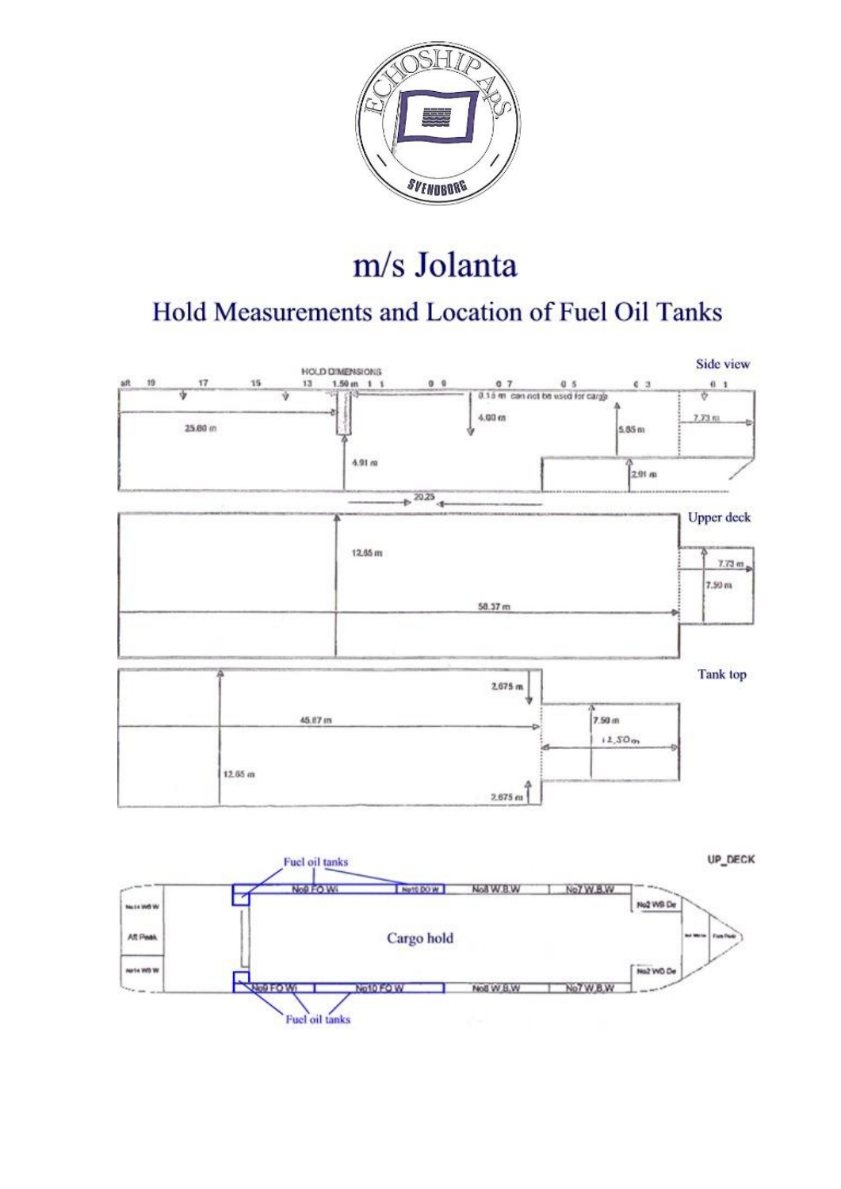# m/s Jolanta

## Hold Measurements and Location of Fuel Oil Tanks

Side view

HOLD DIMENSIONS

aft 19 17 15 13 1.50 m 11 09 07 05 03 01

0.15 m can not be used for cargo

25.60 m

4.00 m

5.85 m

7.73 m

4.91 m

2.91 m

20.25

Upper deck

12.65 m

7.73 m

7.50 m

58.37 m

Tank top

2.675 m

45.87 m

7.50 m

12.50 m

12.65 m

2.675 m

UP_DECK

Fuel oil tanks

No9 FO Wi

No10 DO W

No8 W.B.W

No7 W.B.W

No14 WB W

Aft Peak

Cargo hold

No2 WB De

No9 FO Wi

No10 FO W

No8 W.B.W

No7 W.B.W

No14 WB W

No2 WB De

Fore Peak

Fuel oil tanks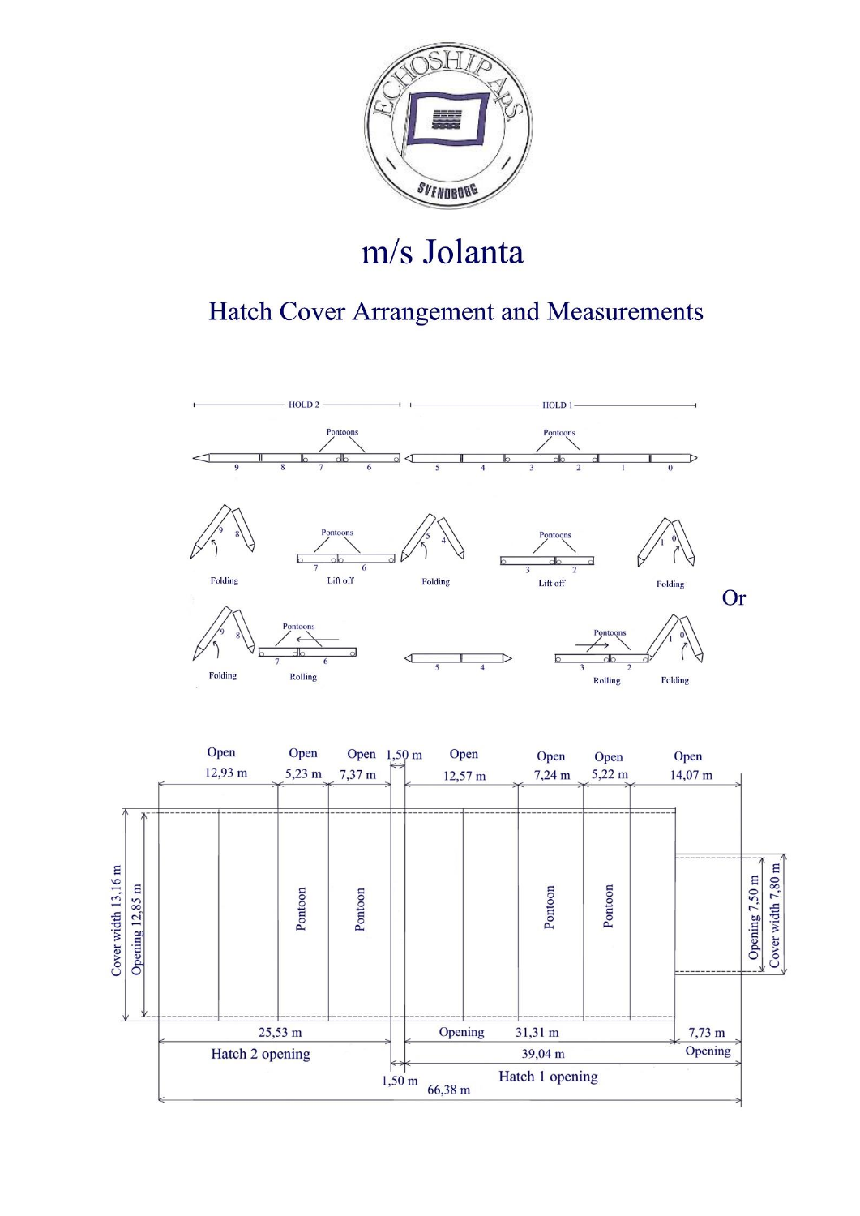# m/s Jolanta

## Hatch Cover Arrangement and Measurements

HOLD 2 — HOLD 1

Pontoons — Pontoons

9 8 7 6 5 4 3 2 1 0

Folding — Lift off — Folding — Lift off — Folding

Or

Folding — Rolling — Rolling — Folding

| Open | Open | Open | | Open | Open | Open | Open |
|---|---|---|---|---|---|---|---|
| 12,93 m | 5,23 m | 7,37 m | 1,50 m | 12,57 m | 7,24 m | 5,22 m | 14,07 m |

Pontoon — Pontoon — Pontoon — Pontoon

Cover width 13,16 m

Opening 12,85 m

Opening 7,50 m

Cover width 7,80 m

25,53 m Hatch 2 opening

Opening 31,31 m

7,73 m Opening

39,04 m Hatch 1 opening

1,50 m

66,38 m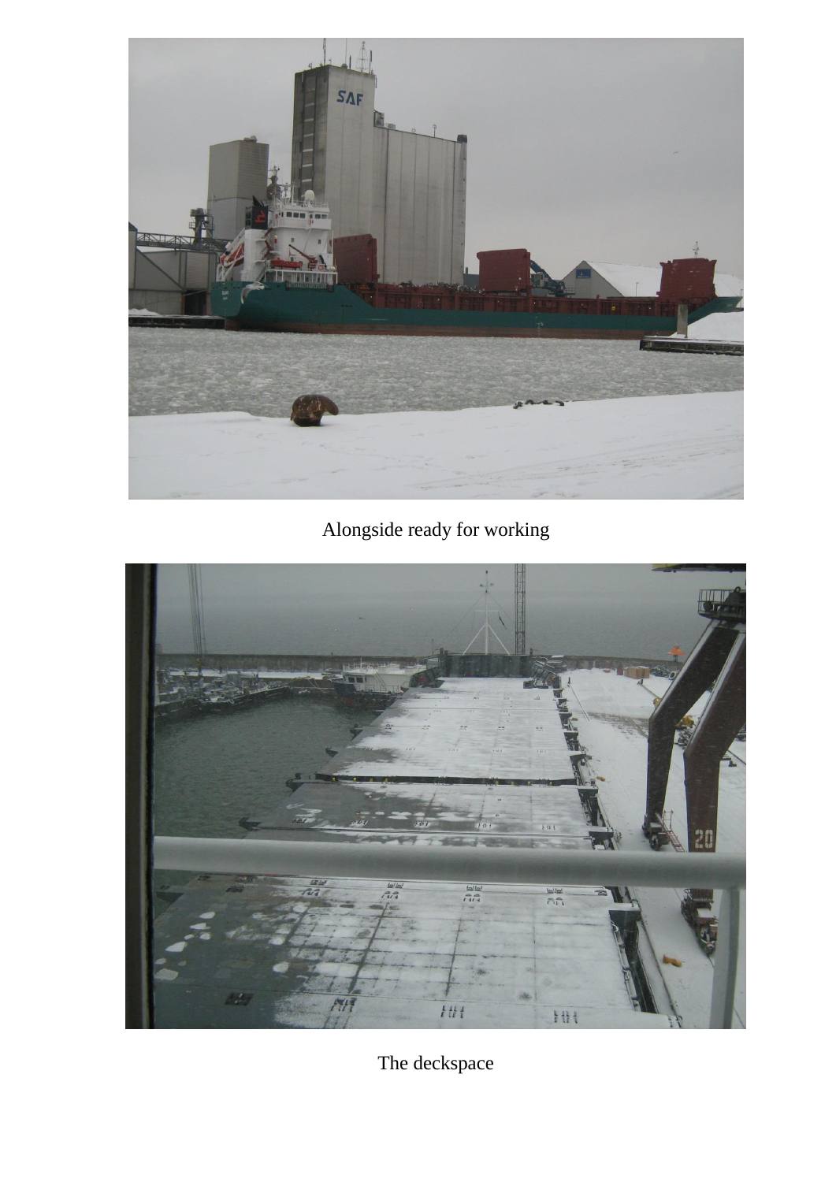Alongside ready for working

The deckspace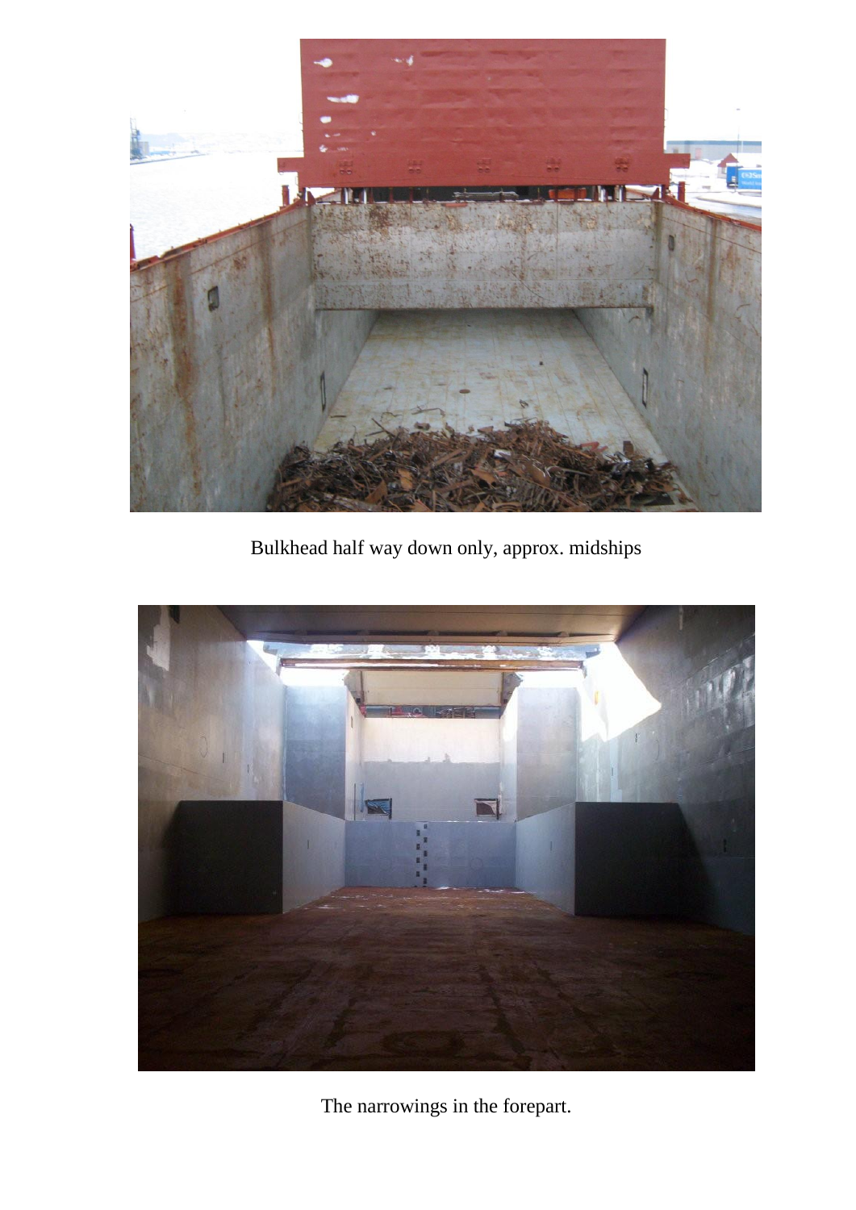Bulkhead half way down only, approx. midships

The narrowings in the forepart.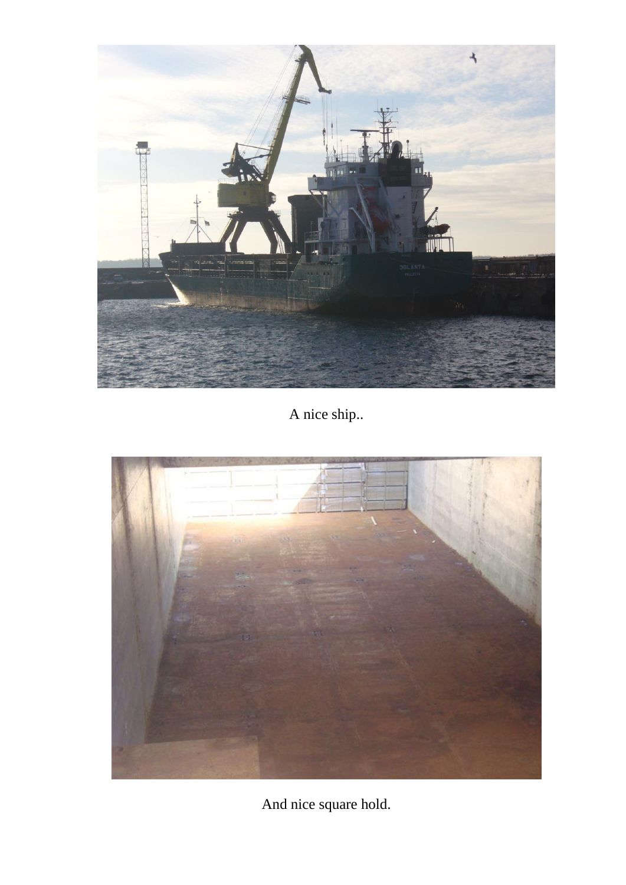A nice ship..

And nice square hold.